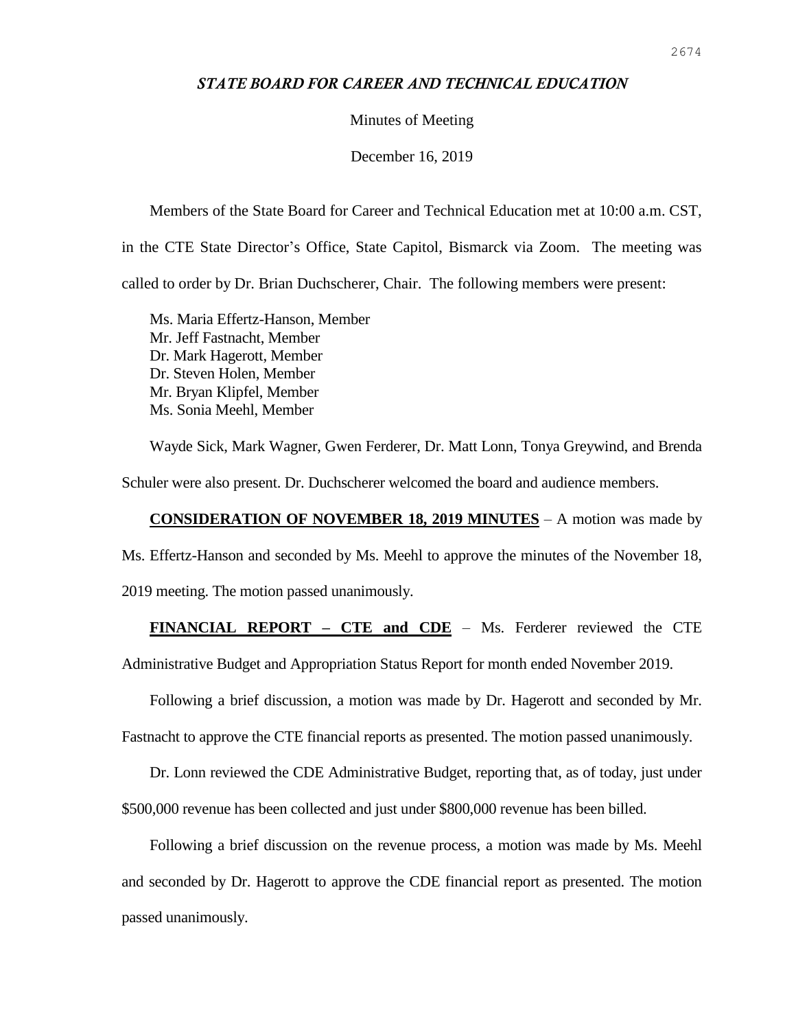# *STATE BOARD FOR CAREER AND TECHNICAL EDUCATION*

Minutes of Meeting

December 16, 2019

Members of the State Board for Career and Technical Education met at 10:00 a.m. CST, in the CTE State Director's Office, State Capitol, Bismarck via Zoom. The meeting was called to order by Dr. Brian Duchscherer, Chair. The following members were present:

Ms. Maria Effertz-Hanson, Member
Mr. Jeff Fastnacht, Member
Dr. Mark Hagerott, Member
Dr. Steven Holen, Member
Mr. Bryan Klipfel, Member
Ms. Sonia Meehl, Member

Wayde Sick, Mark Wagner, Gwen Ferderer, Dr. Matt Lonn, Tonya Greywind, and Brenda Schuler were also present. Dr. Duchscherer welcomed the board and audience members.

**CONSIDERATION OF NOVEMBER 18, 2019 MINUTES** – A motion was made by Ms. Effertz-Hanson and seconded by Ms. Meehl to approve the minutes of the November 18, 2019 meeting. The motion passed unanimously.

**FINANCIAL REPORT – CTE and CDE** – Ms. Ferderer reviewed the CTE Administrative Budget and Appropriation Status Report for month ended November 2019.

Following a brief discussion, a motion was made by Dr. Hagerott and seconded by Mr. Fastnacht to approve the CTE financial reports as presented. The motion passed unanimously.

Dr. Lonn reviewed the CDE Administrative Budget, reporting that, as of today, just under $500,000 revenue has been collected and just under $800,000 revenue has been billed.

Following a brief discussion on the revenue process, a motion was made by Ms. Meehl and seconded by Dr. Hagerott to approve the CDE financial report as presented. The motion passed unanimously.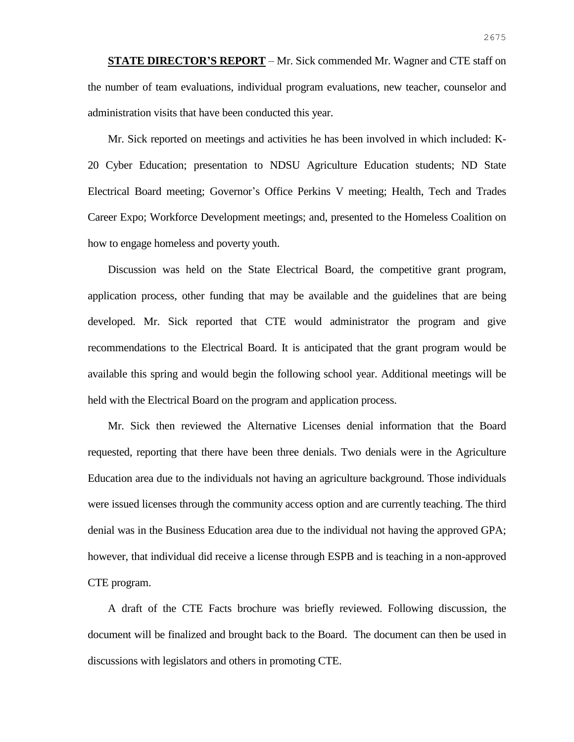**STATE DIRECTOR'S REPORT** – Mr. Sick commended Mr. Wagner and CTE staff on the number of team evaluations, individual program evaluations, new teacher, counselor and administration visits that have been conducted this year.

Mr. Sick reported on meetings and activities he has been involved in which included: K-20 Cyber Education; presentation to NDSU Agriculture Education students; ND State Electrical Board meeting; Governor's Office Perkins V meeting; Health, Tech and Trades Career Expo; Workforce Development meetings; and, presented to the Homeless Coalition on how to engage homeless and poverty youth.

Discussion was held on the State Electrical Board, the competitive grant program, application process, other funding that may be available and the guidelines that are being developed. Mr. Sick reported that CTE would administrator the program and give recommendations to the Electrical Board. It is anticipated that the grant program would be available this spring and would begin the following school year. Additional meetings will be held with the Electrical Board on the program and application process.

Mr. Sick then reviewed the Alternative Licenses denial information that the Board requested, reporting that there have been three denials. Two denials were in the Agriculture Education area due to the individuals not having an agriculture background. Those individuals were issued licenses through the community access option and are currently teaching. The third denial was in the Business Education area due to the individual not having the approved GPA; however, that individual did receive a license through ESPB and is teaching in a non-approved CTE program.

A draft of the CTE Facts brochure was briefly reviewed. Following discussion, the document will be finalized and brought back to the Board. The document can then be used in discussions with legislators and others in promoting CTE.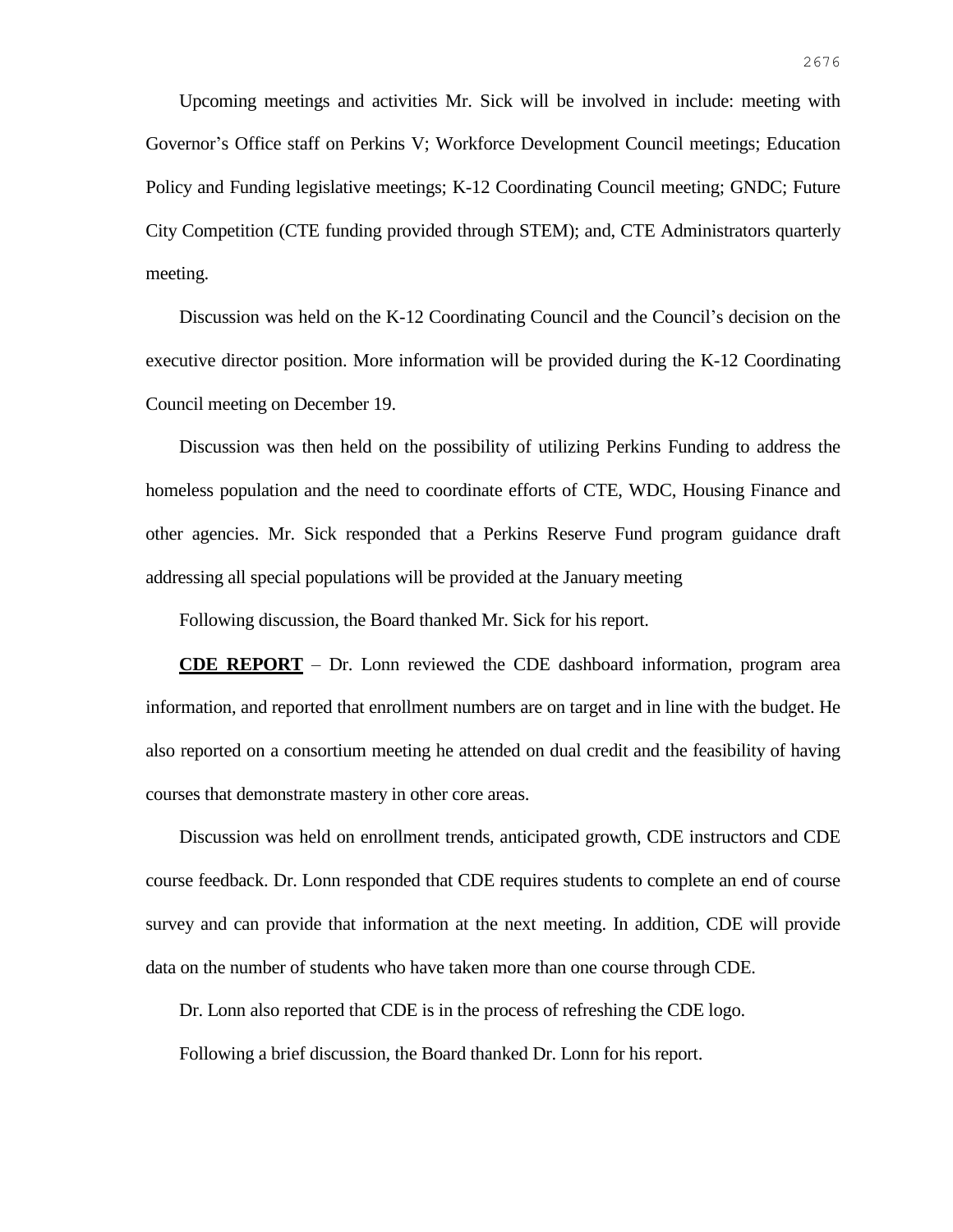Upcoming meetings and activities Mr. Sick will be involved in include: meeting with Governor's Office staff on Perkins V; Workforce Development Council meetings; Education Policy and Funding legislative meetings; K-12 Coordinating Council meeting; GNDC; Future City Competition (CTE funding provided through STEM); and, CTE Administrators quarterly meeting.

Discussion was held on the K-12 Coordinating Council and the Council's decision on the executive director position. More information will be provided during the K-12 Coordinating Council meeting on December 19.

Discussion was then held on the possibility of utilizing Perkins Funding to address the homeless population and the need to coordinate efforts of CTE, WDC, Housing Finance and other agencies. Mr. Sick responded that a Perkins Reserve Fund program guidance draft addressing all special populations will be provided at the January meeting

Following discussion, the Board thanked Mr. Sick for his report.

**CDE REPORT** – Dr. Lonn reviewed the CDE dashboard information, program area information, and reported that enrollment numbers are on target and in line with the budget. He also reported on a consortium meeting he attended on dual credit and the feasibility of having courses that demonstrate mastery in other core areas.

Discussion was held on enrollment trends, anticipated growth, CDE instructors and CDE course feedback. Dr. Lonn responded that CDE requires students to complete an end of course survey and can provide that information at the next meeting. In addition, CDE will provide data on the number of students who have taken more than one course through CDE.

Dr. Lonn also reported that CDE is in the process of refreshing the CDE logo.

Following a brief discussion, the Board thanked Dr. Lonn for his report.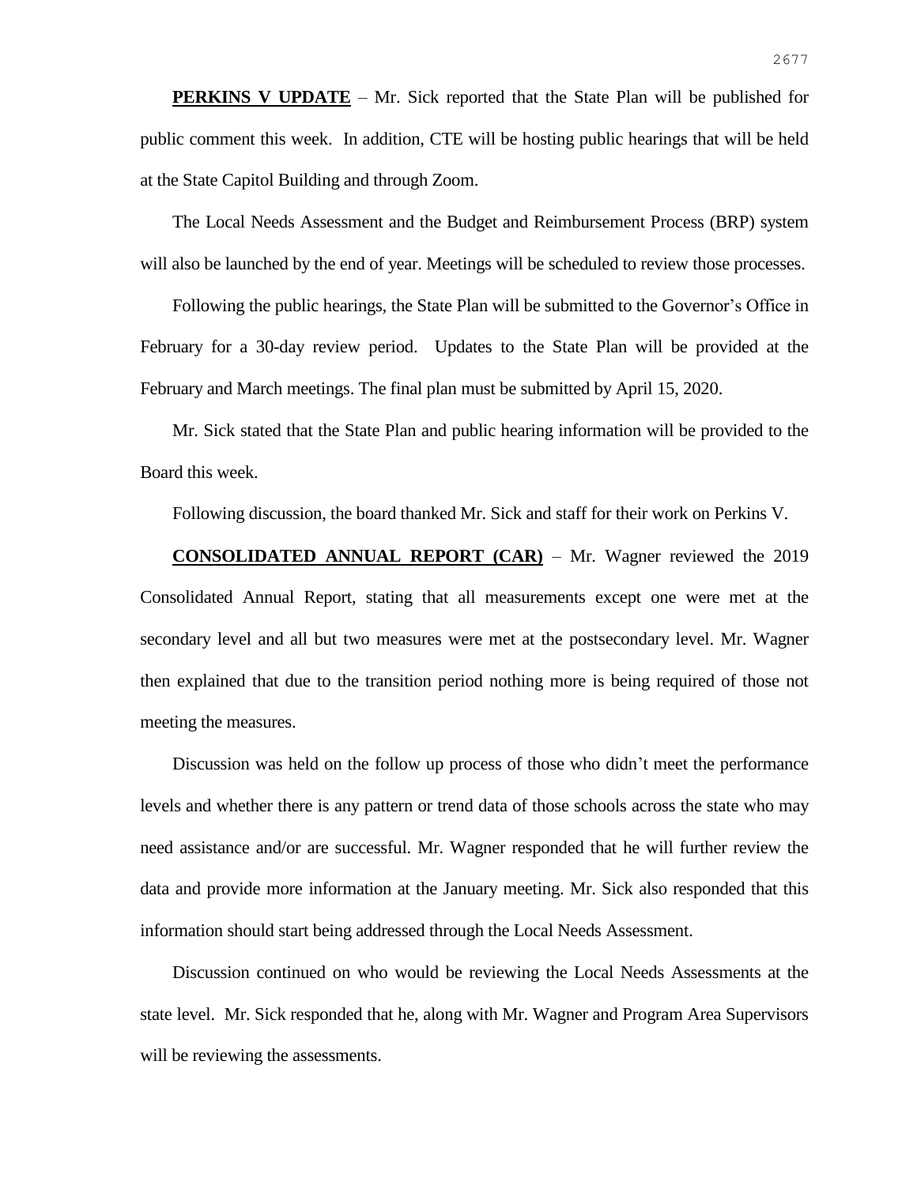**PERKINS V UPDATE** – Mr. Sick reported that the State Plan will be published for public comment this week. In addition, CTE will be hosting public hearings that will be held at the State Capitol Building and through Zoom.

The Local Needs Assessment and the Budget and Reimbursement Process (BRP) system will also be launched by the end of year. Meetings will be scheduled to review those processes.

Following the public hearings, the State Plan will be submitted to the Governor's Office in February for a 30-day review period. Updates to the State Plan will be provided at the February and March meetings. The final plan must be submitted by April 15, 2020.

Mr. Sick stated that the State Plan and public hearing information will be provided to the Board this week.

Following discussion, the board thanked Mr. Sick and staff for their work on Perkins V.

**CONSOLIDATED ANNUAL REPORT (CAR)** – Mr. Wagner reviewed the 2019 Consolidated Annual Report, stating that all measurements except one were met at the secondary level and all but two measures were met at the postsecondary level. Mr. Wagner then explained that due to the transition period nothing more is being required of those not meeting the measures.

Discussion was held on the follow up process of those who didn't meet the performance levels and whether there is any pattern or trend data of those schools across the state who may need assistance and/or are successful. Mr. Wagner responded that he will further review the data and provide more information at the January meeting. Mr. Sick also responded that this information should start being addressed through the Local Needs Assessment.

Discussion continued on who would be reviewing the Local Needs Assessments at the state level. Mr. Sick responded that he, along with Mr. Wagner and Program Area Supervisors will be reviewing the assessments.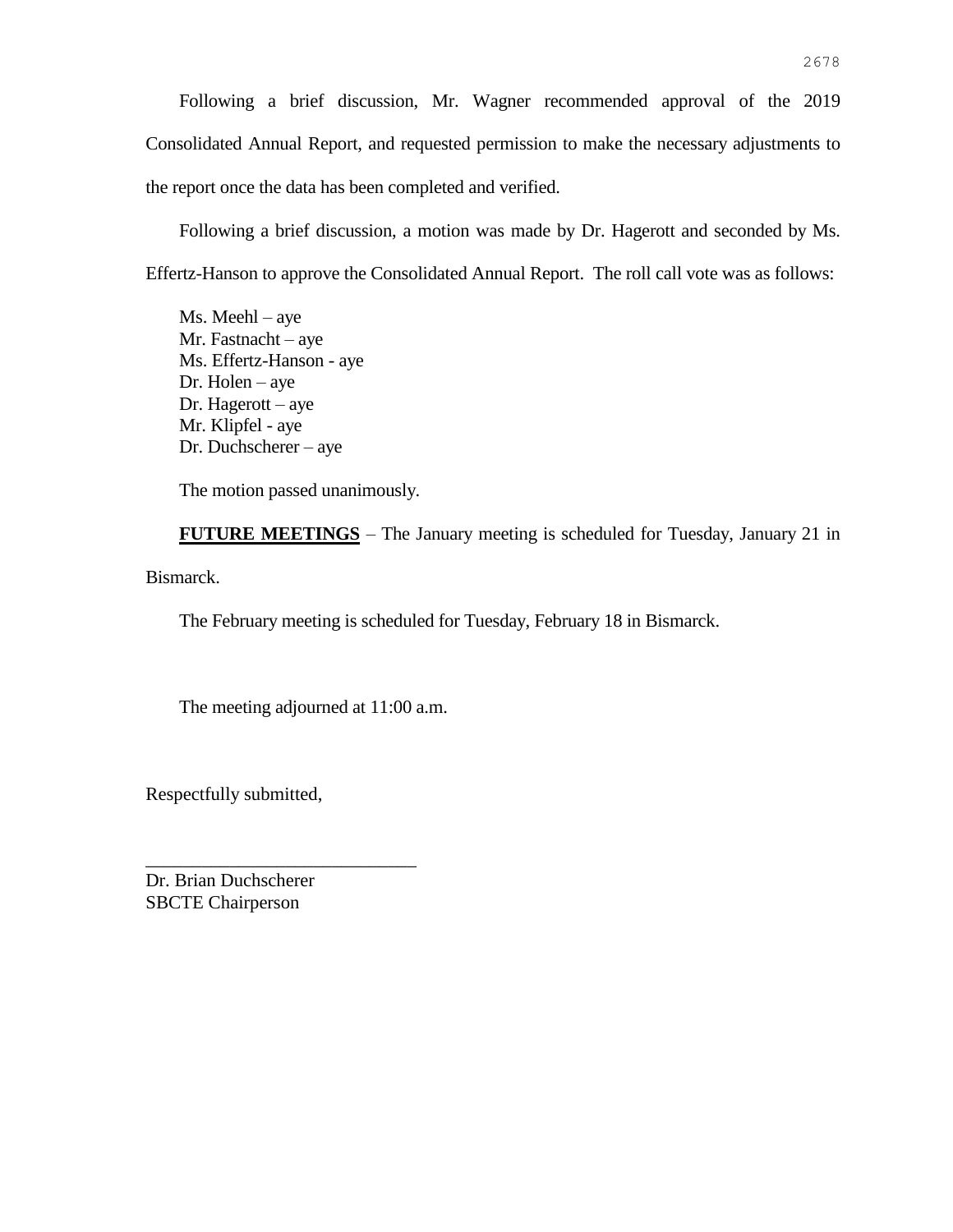Following a brief discussion, Mr. Wagner recommended approval of the 2019 Consolidated Annual Report, and requested permission to make the necessary adjustments to the report once the data has been completed and verified.

Following a brief discussion, a motion was made by Dr. Hagerott and seconded by Ms. Effertz-Hanson to approve the Consolidated Annual Report. The roll call vote was as follows:

Ms. Meehl – aye
Mr. Fastnacht – aye
Ms. Effertz-Hanson - aye
Dr. Holen – aye
Dr. Hagerott – aye
Mr. Klipfel - aye
Dr. Duchscherer – aye

The motion passed unanimously.

**FUTURE MEETINGS** – The January meeting is scheduled for Tuesday, January 21 in Bismarck.

The February meeting is scheduled for Tuesday, February 18 in Bismarck.

The meeting adjourned at 11:00 a.m.

Respectfully submitted,

\_\_\_\_\_\_\_\_\_\_\_\_\_\_\_\_\_\_\_\_\_\_\_\_\_\_\_\_\_\_

Dr. Brian Duchscherer
SBCTE Chairperson